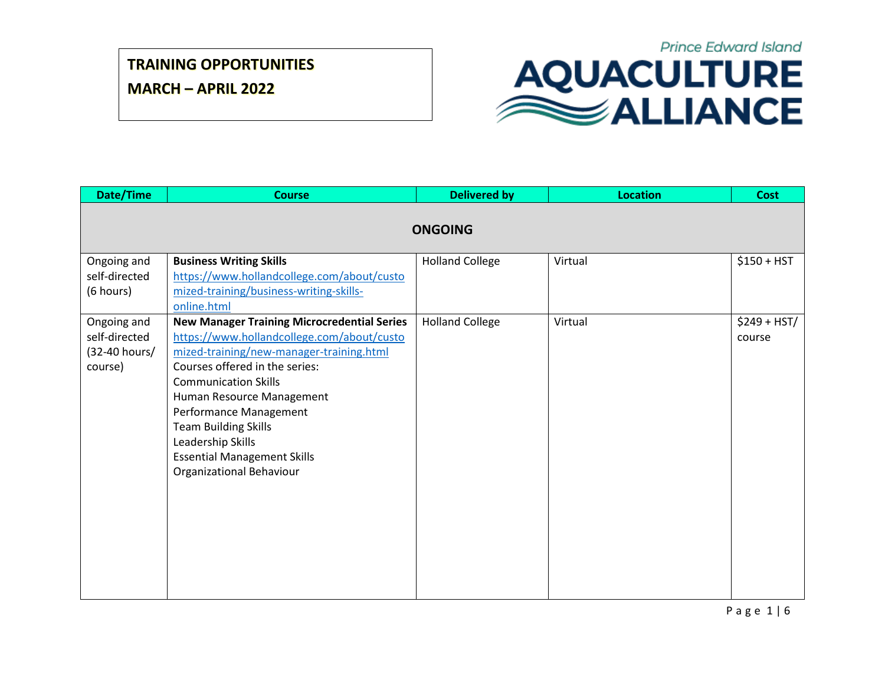# TRAINING OPPORTUNITIES
# MARCH – APRIL 2022

Prince Edward Island AQUACULTURE ALLIANCE

| Date/Time | Course | Delivered by | Location | Cost |
| --- | --- | --- | --- | --- |
| **ONGOING** | | | | |
| Ongoing and self-directed (6 hours) | **Business Writing Skills** https://www.hollandcollege.com/about/customized-training/business-writing-skills-online.html | Holland College | Virtual | $150 + HST |
| Ongoing and self-directed (32-40 hours/ course) | **New Manager Training Microcredential Series** https://www.hollandcollege.com/about/customized-training/new-manager-training.html Courses offered in the series: Communication Skills Human Resource Management Performance Management Team Building Skills Leadership Skills Essential Management Skills Organizational Behaviour | Holland College | Virtual | $249 + HST/ course |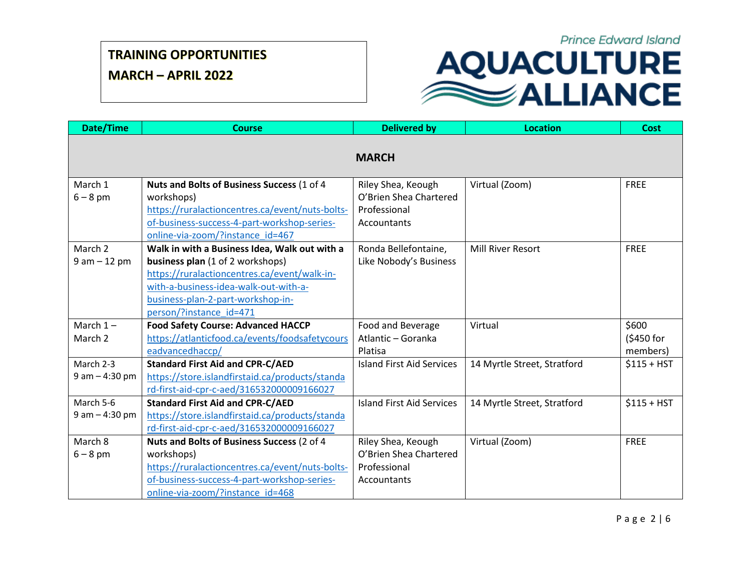# TRAINING OPPORTUNITIES

# MARCH – APRIL 2022

Prince Edward Island AQUACULTURE ALLIANCE

| Date/Time | Course | Delivered by | Location | Cost |
|---|---|---|---|---|
| | **MARCH** | | | |
| March 1<br>6 – 8 pm | **Nuts and Bolts of Business Success** (1 of 4 workshops)<br>https://ruralactioncentres.ca/event/nuts-bolts-of-business-success-4-part-workshop-series-online-via-zoom/?instance_id=467 | Riley Shea, Keough O'Brien Shea Chartered Professional Accountants | Virtual (Zoom) | FREE |
| March 2<br>9 am – 12 pm | **Walk in with a Business Idea, Walk out with a business plan** (1 of 2 workshops)<br>https://ruralactioncentres.ca/event/walk-in-with-a-business-idea-walk-out-with-a-business-plan-2-part-workshop-in-person/?instance_id=471 | Ronda Bellefontaine, Like Nobody's Business | Mill River Resort | FREE |
| March 1 – March 2 | **Food Safety Course: Advanced HACCP**<br>https://atlanticfood.ca/events/foodsafetycourseadvancedhaccp/ | Food and Beverage Atlantic – Goranka Platisa | Virtual | $600 ($450 for members) |
| March 2-3<br>9 am – 4:30 pm | **Standard First Aid and CPR-C/AED**<br>https://store.islandfirstaid.ca/products/standard-first-aid-cpr-c-aed/316532000009166027 | Island First Aid Services | 14 Myrtle Street, Stratford | $115 + HST |
| March 5-6<br>9 am – 4:30 pm | **Standard First Aid and CPR-C/AED**<br>https://store.islandfirstaid.ca/products/standard-first-aid-cpr-c-aed/316532000009166027 | Island First Aid Services | 14 Myrtle Street, Stratford | $115 + HST |
| March 8<br>6 – 8 pm | **Nuts and Bolts of Business Success** (2 of 4 workshops)<br>https://ruralactioncentres.ca/event/nuts-bolts-of-business-success-4-part-workshop-series-online-via-zoom/?instance_id=468 | Riley Shea, Keough O'Brien Shea Chartered Professional Accountants | Virtual (Zoom) | FREE |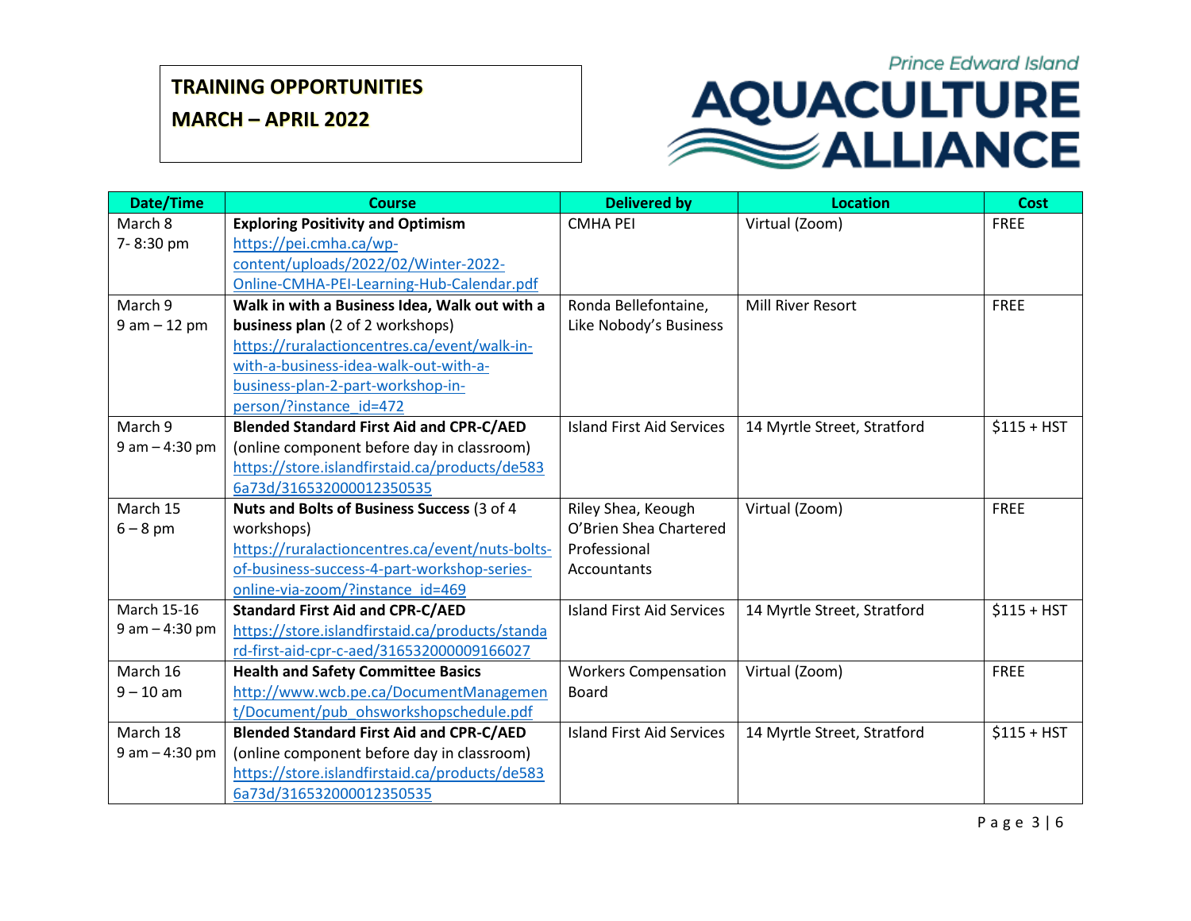**TRAINING OPPORTUNITIES**

**MARCH – APRIL 2022**

| Date/Time | Course | Delivered by | Location | Cost |
|---|---|---|---|---|
| March 8<br>7- 8:30 pm | **Exploring Positivity and Optimism**<br>https://pei.cmha.ca/wp-content/uploads/2022/02/Winter-2022-Online-CMHA-PEI-Learning-Hub-Calendar.pdf | CMHA PEI | Virtual (Zoom) | FREE |
| March 9<br>9 am – 12 pm | **Walk in with a Business Idea, Walk out with a business plan** (2 of 2 workshops)<br>https://ruralactioncentres.ca/event/walk-in-with-a-business-idea-walk-out-with-a-business-plan-2-part-workshop-in-person/?instance_id=472 | Ronda Bellefontaine, Like Nobody's Business | Mill River Resort | FREE |
| March 9<br>9 am – 4:30 pm | **Blended Standard First Aid and CPR-C/AED** (online component before day in classroom)<br>https://store.islandfirstaid.ca/products/de5836a73d/316532000012350535 | Island First Aid Services | 14 Myrtle Street, Stratford | $115 + HST |
| March 15<br>6 – 8 pm | **Nuts and Bolts of Business Success** (3 of 4 workshops)<br>https://ruralactioncentres.ca/event/nuts-bolts-of-business-success-4-part-workshop-series-online-via-zoom/?instance_id=469 | Riley Shea, Keough O'Brien Shea Chartered Professional Accountants | Virtual (Zoom) | FREE |
| March 15-16<br>9 am – 4:30 pm | **Standard First Aid and CPR-C/AED**<br>https://store.islandfirstaid.ca/products/standard-first-aid-cpr-c-aed/316532000009166027 | Island First Aid Services | 14 Myrtle Street, Stratford | $115 + HST |
| March 16<br>9 – 10 am | **Health and Safety Committee Basics**<br>http://www.wcb.pe.ca/DocumentManagement/Document/pub_ohsworkshopschedule.pdf | Workers Compensation Board | Virtual (Zoom) | FREE |
| March 18<br>9 am – 4:30 pm | **Blended Standard First Aid and CPR-C/AED** (online component before day in classroom)<br>https://store.islandfirstaid.ca/products/de5836a73d/316532000012350535 | Island First Aid Services | 14 Myrtle Street, Stratford | $115 + HST |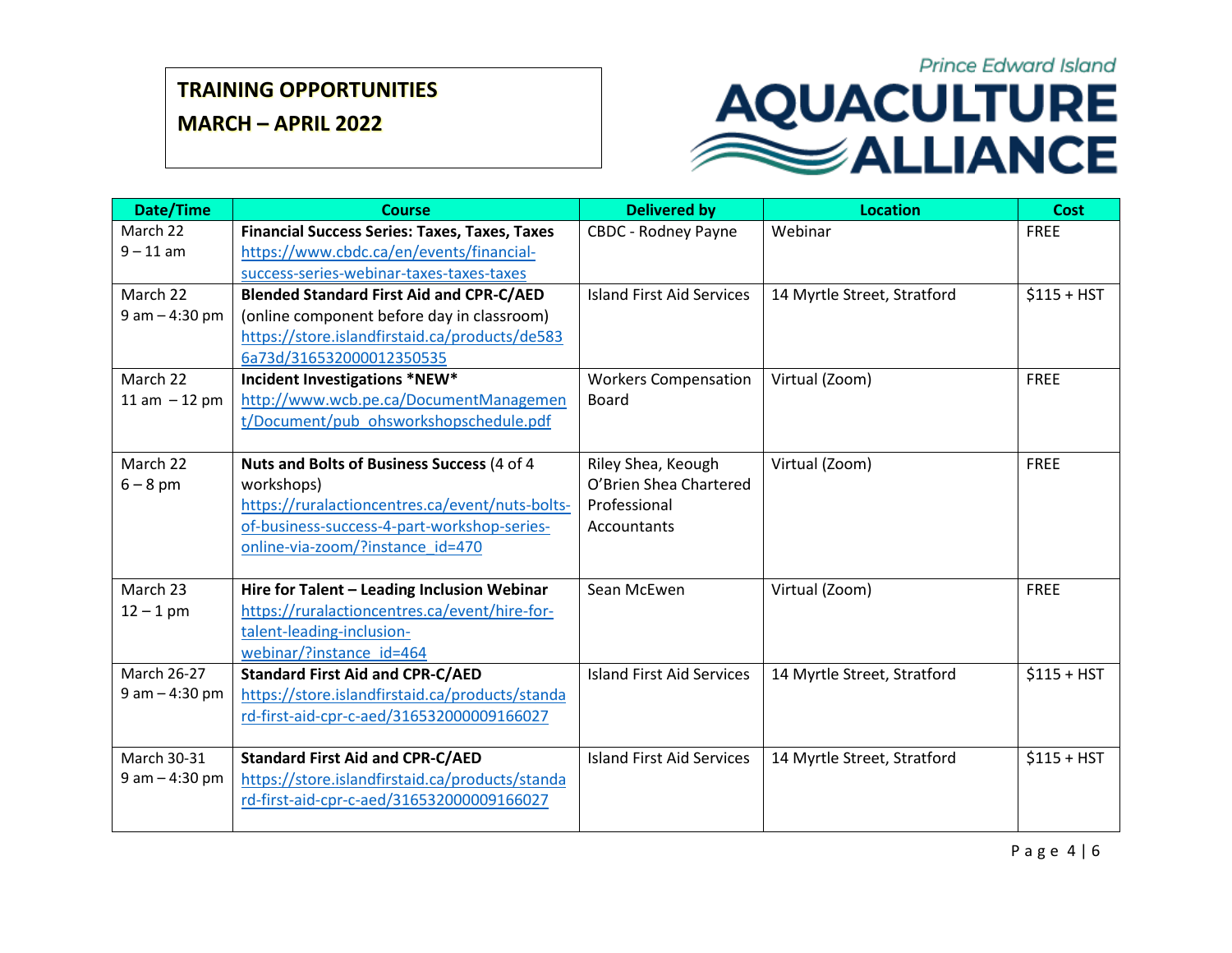# TRAINING OPPORTUNITIES

# MARCH – APRIL 2022

Prince Edward Island AQUACULTURE ALLIANCE

| Date/Time | Course | Delivered by | Location | Cost |
| --- | --- | --- | --- | --- |
| March 22<br>9 – 11 am | **Financial Success Series: Taxes, Taxes, Taxes**<br>https://www.cbdc.ca/en/events/financial-success-series-webinar-taxes-taxes-taxes | CBDC - Rodney Payne | Webinar | FREE |
| March 22<br>9 am – 4:30 pm | **Blended Standard First Aid and CPR-C/AED** (online component before day in classroom)<br>https://store.islandfirstaid.ca/products/de5836a73d/316532000012350535 | Island First Aid Services | 14 Myrtle Street, Stratford | $115 + HST |
| March 22<br>11 am – 12 pm | **Incident Investigations *NEW***<br>http://www.wcb.pe.ca/DocumentManagement/Document/pub_ohsworkshopschedule.pdf | Workers Compensation Board | Virtual (Zoom) | FREE |
| March 22<br>6 – 8 pm | **Nuts and Bolts of Business Success** (4 of 4 workshops)<br>https://ruralactioncentres.ca/event/nuts-bolts-of-business-success-4-part-workshop-series-online-via-zoom/?instance_id=470 | Riley Shea, Keough O'Brien Shea Chartered Professional Accountants | Virtual (Zoom) | FREE |
| March 23<br>12 – 1 pm | **Hire for Talent – Leading Inclusion Webinar**<br>https://ruralactioncentres.ca/event/hire-for-talent-leading-inclusion-webinar/?instance_id=464 | Sean McEwen | Virtual (Zoom) | FREE |
| March 26-27<br>9 am – 4:30 pm | **Standard First Aid and CPR-C/AED**<br>https://store.islandfirstaid.ca/products/standard-first-aid-cpr-c-aed/316532000009166027 | Island First Aid Services | 14 Myrtle Street, Stratford | $115 + HST |
| March 30-31<br>9 am – 4:30 pm | **Standard First Aid and CPR-C/AED**<br>https://store.islandfirstaid.ca/products/standard-first-aid-cpr-c-aed/316532000009166027 | Island First Aid Services | 14 Myrtle Street, Stratford | $115 + HST |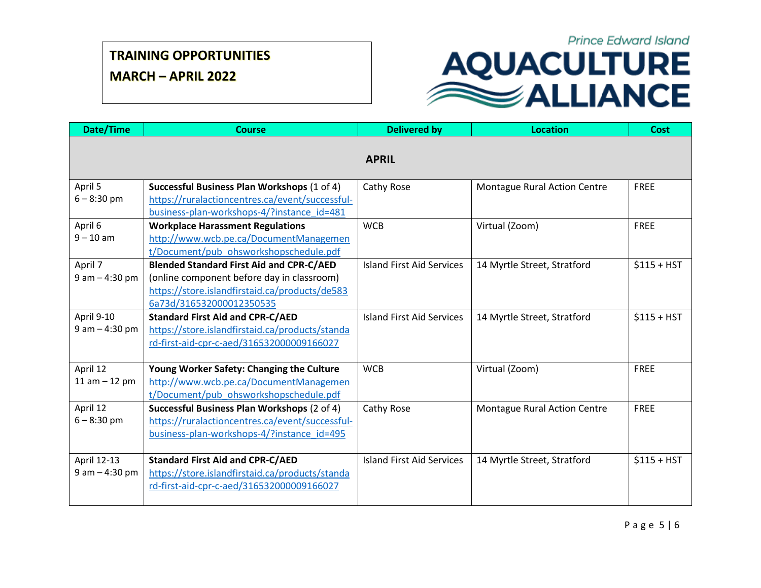**TRAINING OPPORTUNITIES**

**MARCH – APRIL 2022**

Prince Edward Island AQUACULTURE ALLIANCE

| Date/Time | Course | Delivered by | Location | Cost |
|---|---|---|---|---|
| **APRIL** | | | | |
| April 5<br>6 – 8:30 pm | **Successful Business Plan Workshops** (1 of 4)<br>https://ruralactioncentres.ca/event/successful-business-plan-workshops-4/?instance_id=481 | Cathy Rose | Montague Rural Action Centre | FREE |
| April 6<br>9 – 10 am | **Workplace Harassment Regulations**<br>http://www.wcb.pe.ca/DocumentManagement/Document/pub_ohsworkshopschedule.pdf | WCB | Virtual (Zoom) | FREE |
| April 7<br>9 am – 4:30 pm | **Blended Standard First Aid and CPR-C/AED** (online component before day in classroom)<br>https://store.islandfirstaid.ca/products/de5836a73d/316532000012350535 | Island First Aid Services | 14 Myrtle Street, Stratford | $115 + HST |
| April 9-10<br>9 am – 4:30 pm | **Standard First Aid and CPR-C/AED**<br>https://store.islandfirstaid.ca/products/standard-first-aid-cpr-c-aed/316532000009166027 | Island First Aid Services | 14 Myrtle Street, Stratford | $115 + HST |
| April 12<br>11 am – 12 pm | **Young Worker Safety: Changing the Culture**<br>http://www.wcb.pe.ca/DocumentManagement/Document/pub_ohsworkshopschedule.pdf | WCB | Virtual (Zoom) | FREE |
| April 12<br>6 – 8:30 pm | **Successful Business Plan Workshops** (2 of 4)<br>https://ruralactioncentres.ca/event/successful-business-plan-workshops-4/?instance_id=495 | Cathy Rose | Montague Rural Action Centre | FREE |
| April 12-13<br>9 am – 4:30 pm | **Standard First Aid and CPR-C/AED**<br>https://store.islandfirstaid.ca/products/standard-first-aid-cpr-c-aed/316532000009166027 | Island First Aid Services | 14 Myrtle Street, Stratford | $115 + HST |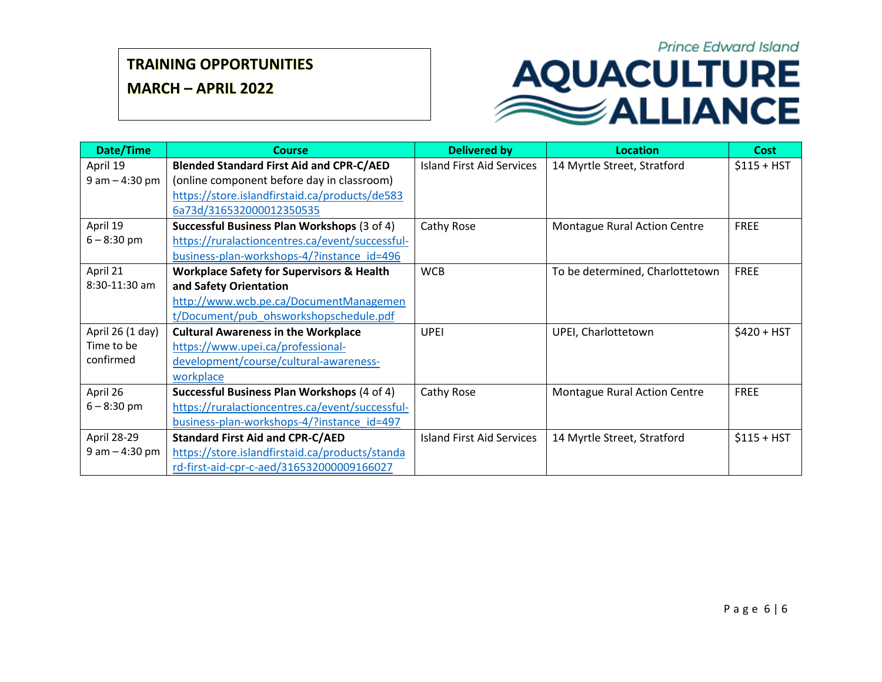**TRAINING OPPORTUNITIES**

**MARCH – APRIL 2022**

Prince Edward Island AQUACULTURE ALLIANCE

| Date/Time | Course | Delivered by | Location | Cost |
|---|---|---|---|---|
| April 19<br>9 am – 4:30 pm | **Blended Standard First Aid and CPR-C/AED** (online component before day in classroom)<br>https://store.islandfirstaid.ca/products/de5836a73d/316532000012350535 | Island First Aid Services | 14 Myrtle Street, Stratford | $115 + HST |
| April 19<br>6 – 8:30 pm | **Successful Business Plan Workshops** (3 of 4)<br>https://ruralactioncentres.ca/event/successful-business-plan-workshops-4/?instance_id=496 | Cathy Rose | Montague Rural Action Centre | FREE |
| April 21<br>8:30-11:30 am | **Workplace Safety for Supervisors & Health and Safety Orientation**<br>http://www.wcb.pe.ca/DocumentManagement/Document/pub_ohsworkshopschedule.pdf | WCB | To be determined, Charlottetown | FREE |
| April 26 (1 day)<br>Time to be confirmed | **Cultural Awareness in the Workplace**<br>https://www.upei.ca/professional-development/course/cultural-awareness-workplace | UPEI | UPEI, Charlottetown | $420 + HST |
| April 26<br>6 – 8:30 pm | **Successful Business Plan Workshops** (4 of 4)<br>https://ruralactioncentres.ca/event/successful-business-plan-workshops-4/?instance_id=497 | Cathy Rose | Montague Rural Action Centre | FREE |
| April 28-29<br>9 am – 4:30 pm | **Standard First Aid and CPR-C/AED**<br>https://store.islandfirstaid.ca/products/standard-first-aid-cpr-c-aed/316532000009166027 | Island First Aid Services | 14 Myrtle Street, Stratford | $115 + HST |